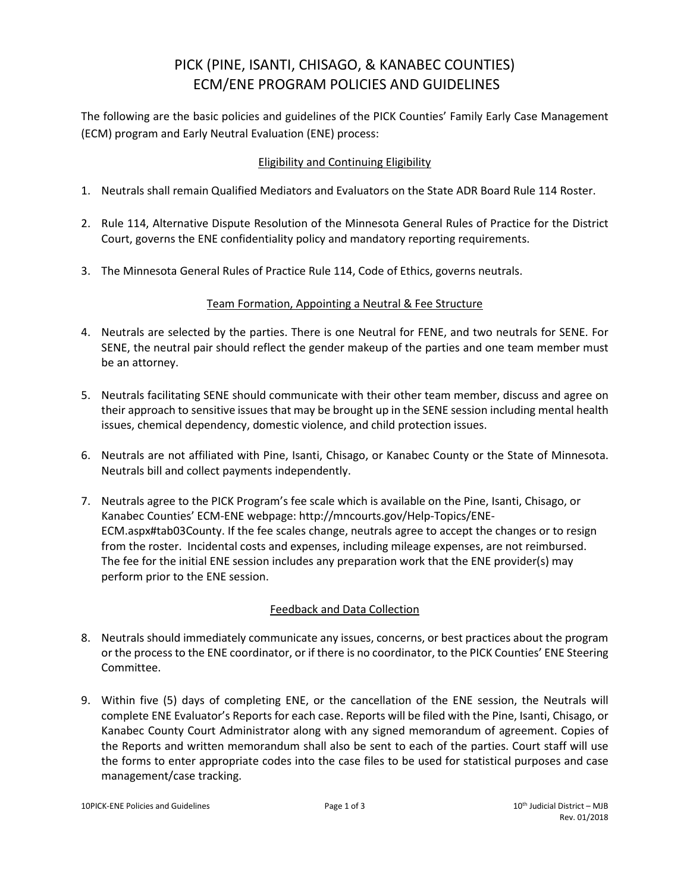# PICK (PINE, ISANTI, CHISAGO, & KANABEC COUNTIES) ECM/ENE PROGRAM POLICIES AND GUIDELINES

The following are the basic policies and guidelines of the PICK Counties' Family Early Case Management (ECM) program and Early Neutral Evaluation (ENE) process:

## Eligibility and Continuing Eligibility

1. Neutrals shall remain Qualified Mediators and Evaluators on the State ADR Board Rule 114 Roster.

2. Rule 114, Alternative Dispute Resolution of the Minnesota General Rules of Practice for the District Court, governs the ENE confidentiality policy and mandatory reporting requirements.

3. The Minnesota General Rules of Practice Rule 114, Code of Ethics, governs neutrals.

## Team Formation, Appointing a Neutral & Fee Structure

4. Neutrals are selected by the parties. There is one Neutral for FENE, and two neutrals for SENE. For SENE, the neutral pair should reflect the gender makeup of the parties and one team member must be an attorney.

5. Neutrals facilitating SENE should communicate with their other team member, discuss and agree on their approach to sensitive issues that may be brought up in the SENE session including mental health issues, chemical dependency, domestic violence, and child protection issues.

6. Neutrals are not affiliated with Pine, Isanti, Chisago, or Kanabec County or the State of Minnesota. Neutrals bill and collect payments independently.

7. Neutrals agree to the PICK Program's fee scale which is available on the Pine, Isanti, Chisago, or Kanabec Counties' ECM-ENE webpage: http://mncourts.gov/Help-Topics/ENE-ECM.aspx#tab03County. If the fee scales change, neutrals agree to accept the changes or to resign from the roster. Incidental costs and expenses, including mileage expenses, are not reimbursed. The fee for the initial ENE session includes any preparation work that the ENE provider(s) may perform prior to the ENE session.

## Feedback and Data Collection

8. Neutrals should immediately communicate any issues, concerns, or best practices about the program or the process to the ENE coordinator, or if there is no coordinator, to the PICK Counties' ENE Steering Committee.

9. Within five (5) days of completing ENE, or the cancellation of the ENE session, the Neutrals will complete ENE Evaluator's Reports for each case. Reports will be filed with the Pine, Isanti, Chisago, or Kanabec County Court Administrator along with any signed memorandum of agreement. Copies of the Reports and written memorandum shall also be sent to each of the parties. Court staff will use the forms to enter appropriate codes into the case files to be used for statistical purposes and case management/case tracking.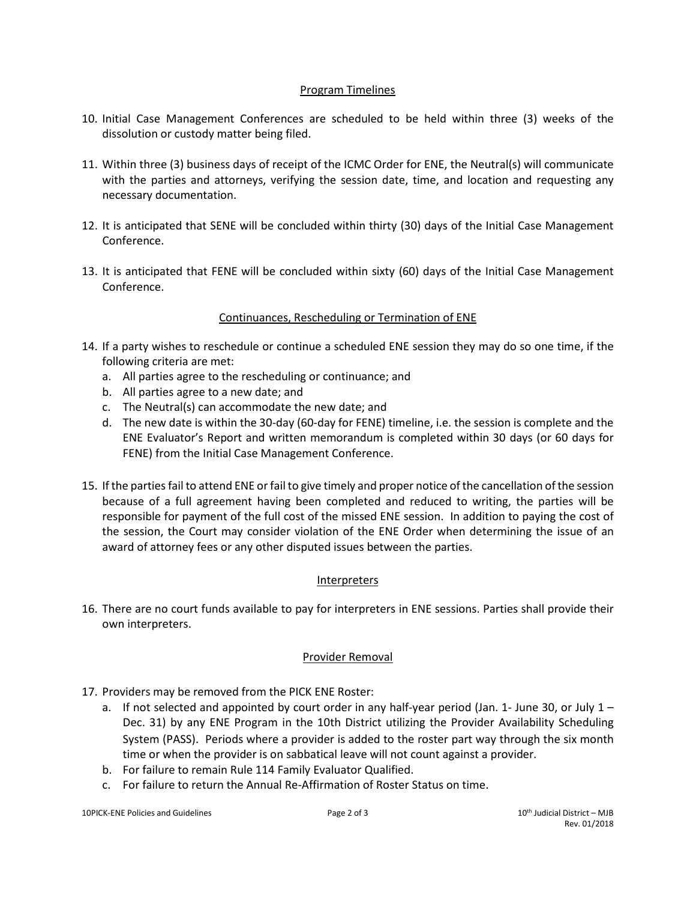## Program Timelines

10. Initial Case Management Conferences are scheduled to be held within three (3) weeks of the dissolution or custody matter being filed.

11. Within three (3) business days of receipt of the ICMC Order for ENE, the Neutral(s) will communicate with the parties and attorneys, verifying the session date, time, and location and requesting any necessary documentation.

12. It is anticipated that SENE will be concluded within thirty (30) days of the Initial Case Management Conference.

13. It is anticipated that FENE will be concluded within sixty (60) days of the Initial Case Management Conference.

## Continuances, Rescheduling or Termination of ENE

14. If a party wishes to reschedule or continue a scheduled ENE session they may do so one time, if the following criteria are met:
    a. All parties agree to the rescheduling or continuance; and
    b. All parties agree to a new date; and
    c. The Neutral(s) can accommodate the new date; and
    d. The new date is within the 30-day (60-day for FENE) timeline, i.e. the session is complete and the ENE Evaluator's Report and written memorandum is completed within 30 days (or 60 days for FENE) from the Initial Case Management Conference.

15. If the parties fail to attend ENE or fail to give timely and proper notice of the cancellation of the session because of a full agreement having been completed and reduced to writing, the parties will be responsible for payment of the full cost of the missed ENE session. In addition to paying the cost of the session, the Court may consider violation of the ENE Order when determining the issue of an award of attorney fees or any other disputed issues between the parties.

## Interpreters

16. There are no court funds available to pay for interpreters in ENE sessions. Parties shall provide their own interpreters.

## Provider Removal

17. Providers may be removed from the PICK ENE Roster:
    a. If not selected and appointed by court order in any half-year period (Jan. 1- June 30, or July 1 – Dec. 31) by any ENE Program in the 10th District utilizing the Provider Availability Scheduling System (PASS). Periods where a provider is added to the roster part way through the six month time or when the provider is on sabbatical leave will not count against a provider.
    b. For failure to remain Rule 114 Family Evaluator Qualified.
    c. For failure to return the Annual Re-Affirmation of Roster Status on time.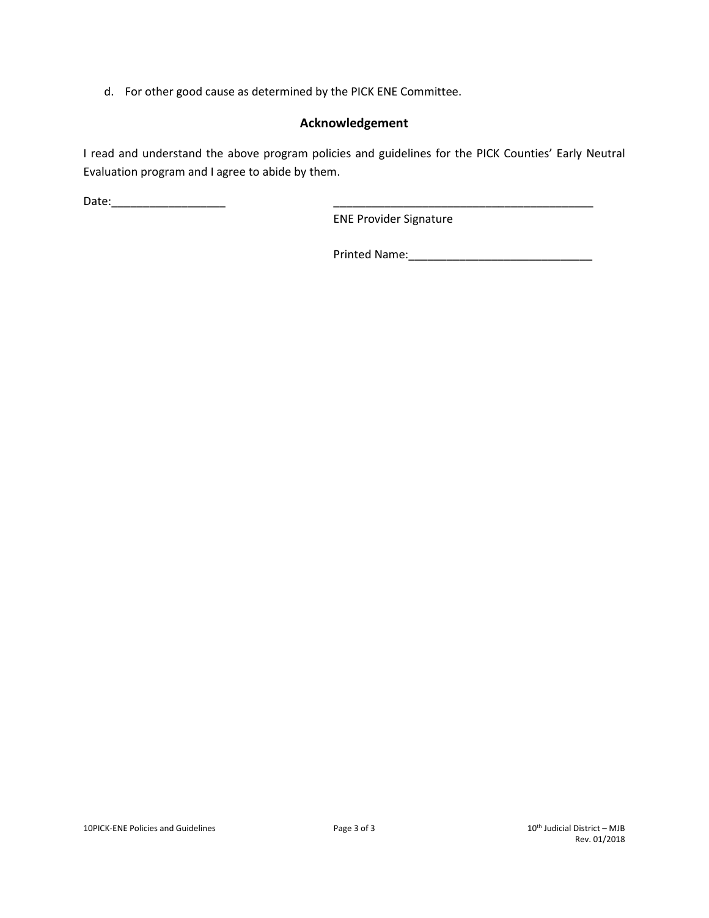d. For other good cause as determined by the PICK ENE Committee.

## Acknowledgement

I read and understand the above program policies and guidelines for the PICK Counties' Early Neutral Evaluation program and I agree to abide by them.

Date:__________________ ________________________________________

ENE Provider Signature

Printed Name:_____________________________